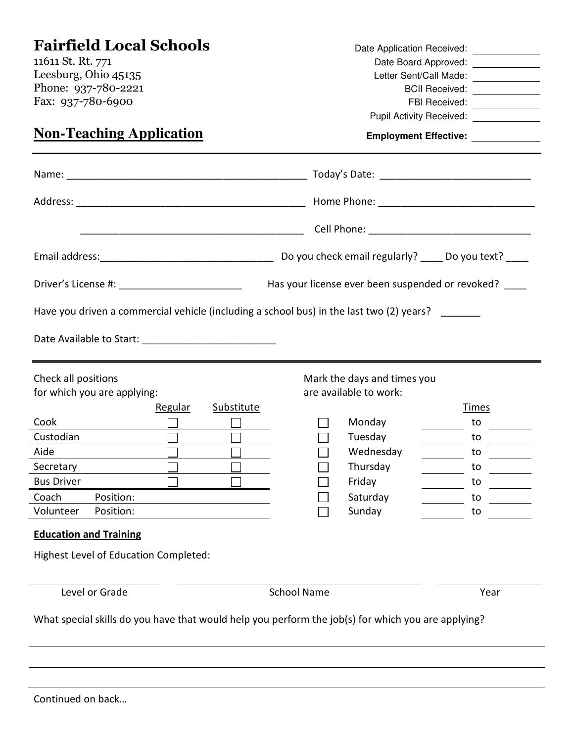# Fairfield Local Schools

11611 St. Rt. 771
Leesburg, Ohio 45135
Phone: 937-780-2221
Fax: 937-780-6900

Date Application Received: ____________
Date Board Approved: ____________
Letter Sent/Call Made: ____________
BCII Received: ____________
FBI Received: ____________
Pupil Activity Received: ____________
**Employment Effective:** ____________

## Non-Teaching Application

---

Name: ___________________________________________ Today's Date: __________________________

Address: _________________________________________ Home Phone: ___________________________

_________________________________________ Cell Phone: _____________________________

Email address:_______________________________ Do you check email regularly? ____ Do you text? ____

Driver's License #: ______________________ Has your license ever been suspended or revoked? ____

Have you driven a commercial vehicle (including a school bus) in the last two (2) years? _______

Date Available to Start: ________________________

---

Check all positions for which you are applying:

| | Regular | Substitute |
|---|---|---|
| Cook | ☐ | ☐ |
| Custodian | ☐ | ☐ |
| Aide | ☐ | ☐ |
| Secretary | ☐ | ☐ |
| Bus Driver | ☐ | ☐ |
| Coach Position: | | |
| Volunteer Position: | | |

Mark the days and times you are available to work:

| | Day | Times | | |
|---|---|---|---|---|
| ☐ | Monday | ______ | to | ______ |
| ☐ | Tuesday | ______ | to | ______ |
| ☐ | Wednesday | ______ | to | ______ |
| ☐ | Thursday | ______ | to | ______ |
| ☐ | Friday | ______ | to | ______ |
| ☐ | Saturday | ______ | to | ______ |
| ☐ | Sunday | ______ | to | ______ |

**Education and Training**

Highest Level of Education Completed:

| Level or Grade | School Name | Year |
|---|---|---|
| | | |

What special skills do you have that would help you perform the job(s) for which you are applying?

______________________________________________________________________________

______________________________________________________________________________

______________________________________________________________________________

Continued on back…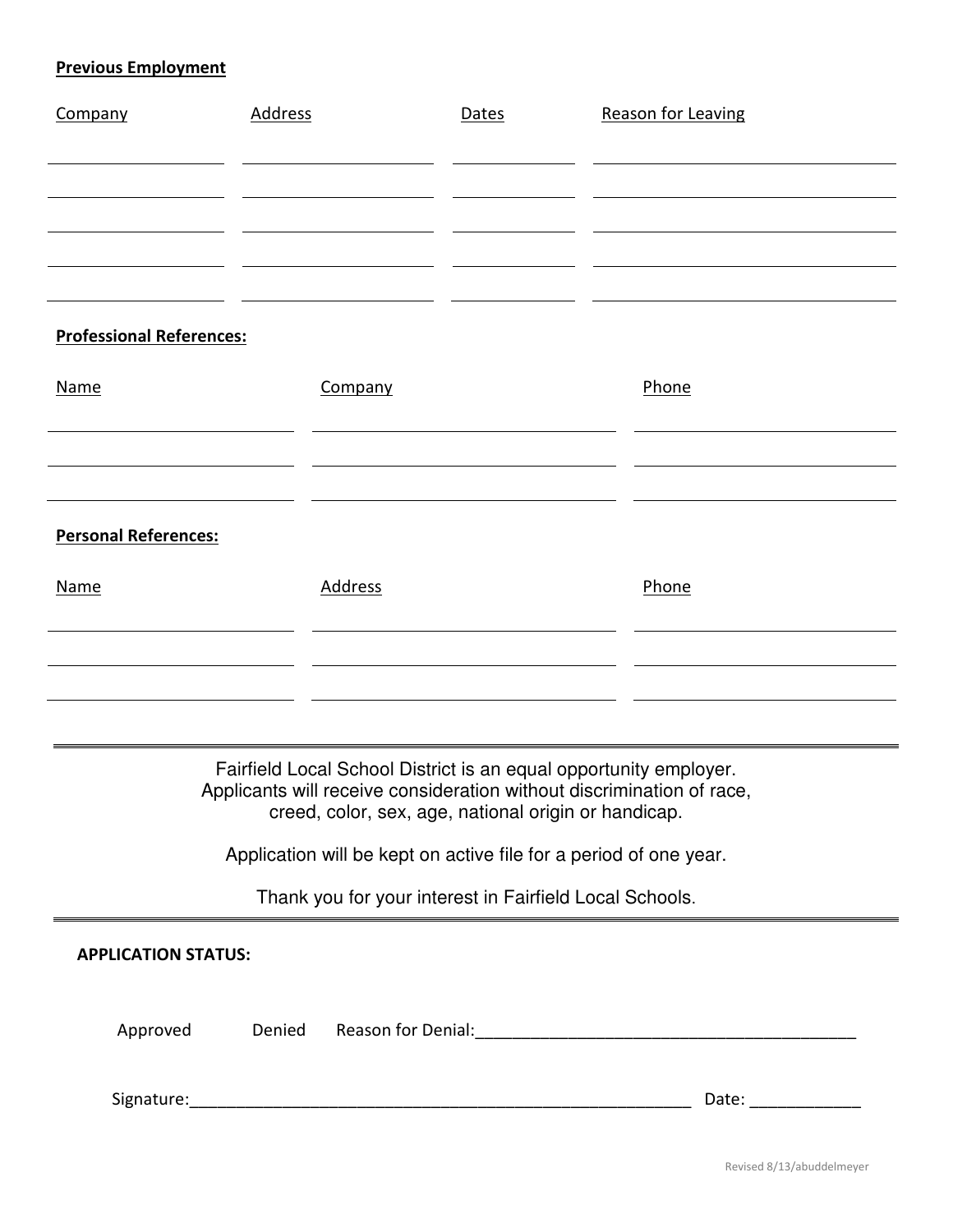**Previous Employment**

| Company | Address | Dates | Reason for Leaving |
| --- | --- | --- | --- |
| | | | |
| | | | |
| | | | |
| | | | |
| | | | |

**Professional References:**

| Name | Company | Phone |
| --- | --- | --- |
| | | |
| | | |
| | | |

**Personal References:**

| Name | Address | Phone |
| --- | --- | --- |
| | | |
| | | |
| | | |

---

Fairfield Local School District is an equal opportunity employer.
Applicants will receive consideration without discrimination of race, creed, color, sex, age, national origin or handicap.

Application will be kept on active file for a period of one year.

Thank you for your interest in Fairfield Local Schools.

---

**APPLICATION STATUS:**

Approved Denied Reason for Denial:___________________________________________

Signature:________________________________________________________ Date: ____________

Revised 8/13/abuddelmeyer